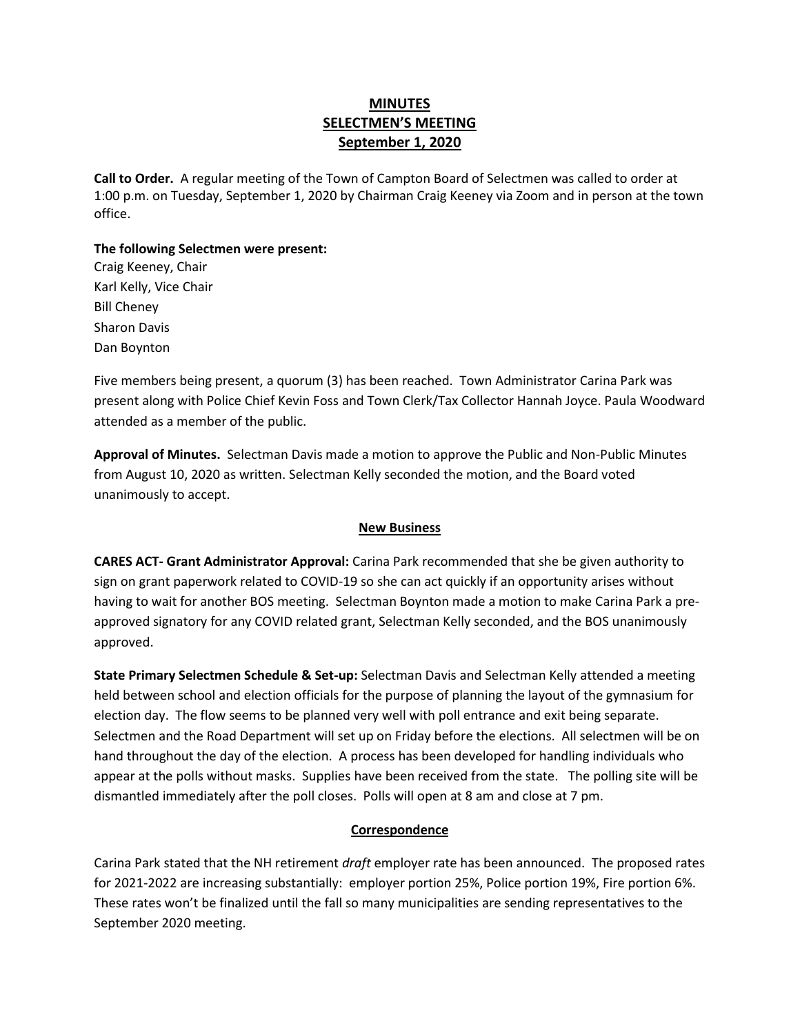# MINUTES
# SELECTMEN'S MEETING
# September 1, 2020

**Call to Order.** A regular meeting of the Town of Campton Board of Selectmen was called to order at 1:00 p.m. on Tuesday, September 1, 2020 by Chairman Craig Keeney via Zoom and in person at the town office.

**The following Selectmen were present:**
Craig Keeney, Chair
Karl Kelly, Vice Chair
Bill Cheney
Sharon Davis
Dan Boynton

Five members being present, a quorum (3) has been reached. Town Administrator Carina Park was present along with Police Chief Kevin Foss and Town Clerk/Tax Collector Hannah Joyce. Paula Woodward attended as a member of the public.

**Approval of Minutes.** Selectman Davis made a motion to approve the Public and Non-Public Minutes from August 10, 2020 as written. Selectman Kelly seconded the motion, and the Board voted unanimously to accept.

## New Business

**CARES ACT- Grant Administrator Approval:** Carina Park recommended that she be given authority to sign on grant paperwork related to COVID-19 so she can act quickly if an opportunity arises without having to wait for another BOS meeting. Selectman Boynton made a motion to make Carina Park a pre-approved signatory for any COVID related grant, Selectman Kelly seconded, and the BOS unanimously approved.

**State Primary Selectmen Schedule & Set-up:** Selectman Davis and Selectman Kelly attended a meeting held between school and election officials for the purpose of planning the layout of the gymnasium for election day. The flow seems to be planned very well with poll entrance and exit being separate. Selectmen and the Road Department will set up on Friday before the elections. All selectmen will be on hand throughout the day of the election. A process has been developed for handling individuals who appear at the polls without masks. Supplies have been received from the state. The polling site will be dismantled immediately after the poll closes. Polls will open at 8 am and close at 7 pm.

## Correspondence

Carina Park stated that the NH retirement *draft* employer rate has been announced. The proposed rates for 2021-2022 are increasing substantially: employer portion 25%, Police portion 19%, Fire portion 6%. These rates won't be finalized until the fall so many municipalities are sending representatives to the September 2020 meeting.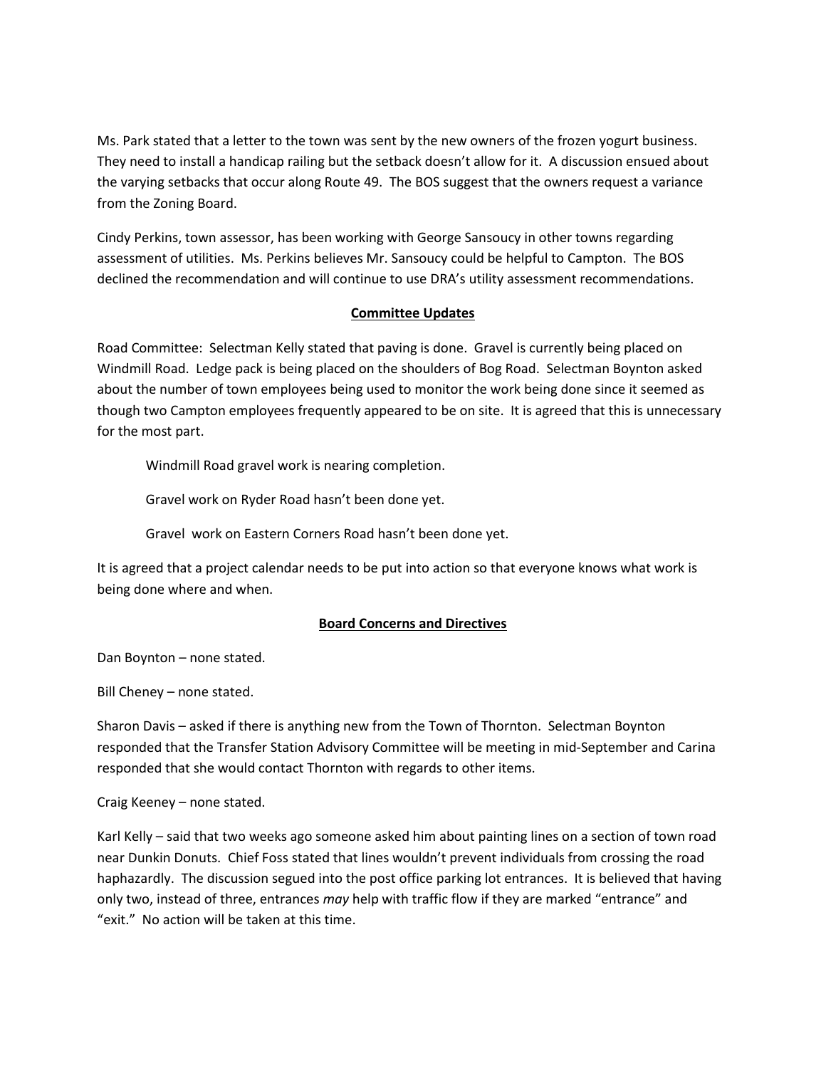Ms. Park stated that a letter to the town was sent by the new owners of the frozen yogurt business. They need to install a handicap railing but the setback doesn't allow for it. A discussion ensued about the varying setbacks that occur along Route 49. The BOS suggest that the owners request a variance from the Zoning Board.

Cindy Perkins, town assessor, has been working with George Sansoucy in other towns regarding assessment of utilities. Ms. Perkins believes Mr. Sansoucy could be helpful to Campton. The BOS declined the recommendation and will continue to use DRA's utility assessment recommendations.

## Committee Updates

Road Committee: Selectman Kelly stated that paving is done. Gravel is currently being placed on Windmill Road. Ledge pack is being placed on the shoulders of Bog Road. Selectman Boynton asked about the number of town employees being used to monitor the work being done since it seemed as though two Campton employees frequently appeared to be on site. It is agreed that this is unnecessary for the most part.

> Windmill Road gravel work is nearing completion.
>
> Gravel work on Ryder Road hasn't been done yet.
>
> Gravel work on Eastern Corners Road hasn't been done yet.

It is agreed that a project calendar needs to be put into action so that everyone knows what work is being done where and when.

## Board Concerns and Directives

Dan Boynton – none stated.

Bill Cheney – none stated.

Sharon Davis – asked if there is anything new from the Town of Thornton. Selectman Boynton responded that the Transfer Station Advisory Committee will be meeting in mid-September and Carina responded that she would contact Thornton with regards to other items.

Craig Keeney – none stated.

Karl Kelly – said that two weeks ago someone asked him about painting lines on a section of town road near Dunkin Donuts. Chief Foss stated that lines wouldn't prevent individuals from crossing the road haphazardly. The discussion segued into the post office parking lot entrances. It is believed that having only two, instead of three, entrances *may* help with traffic flow if they are marked "entrance" and "exit." No action will be taken at this time.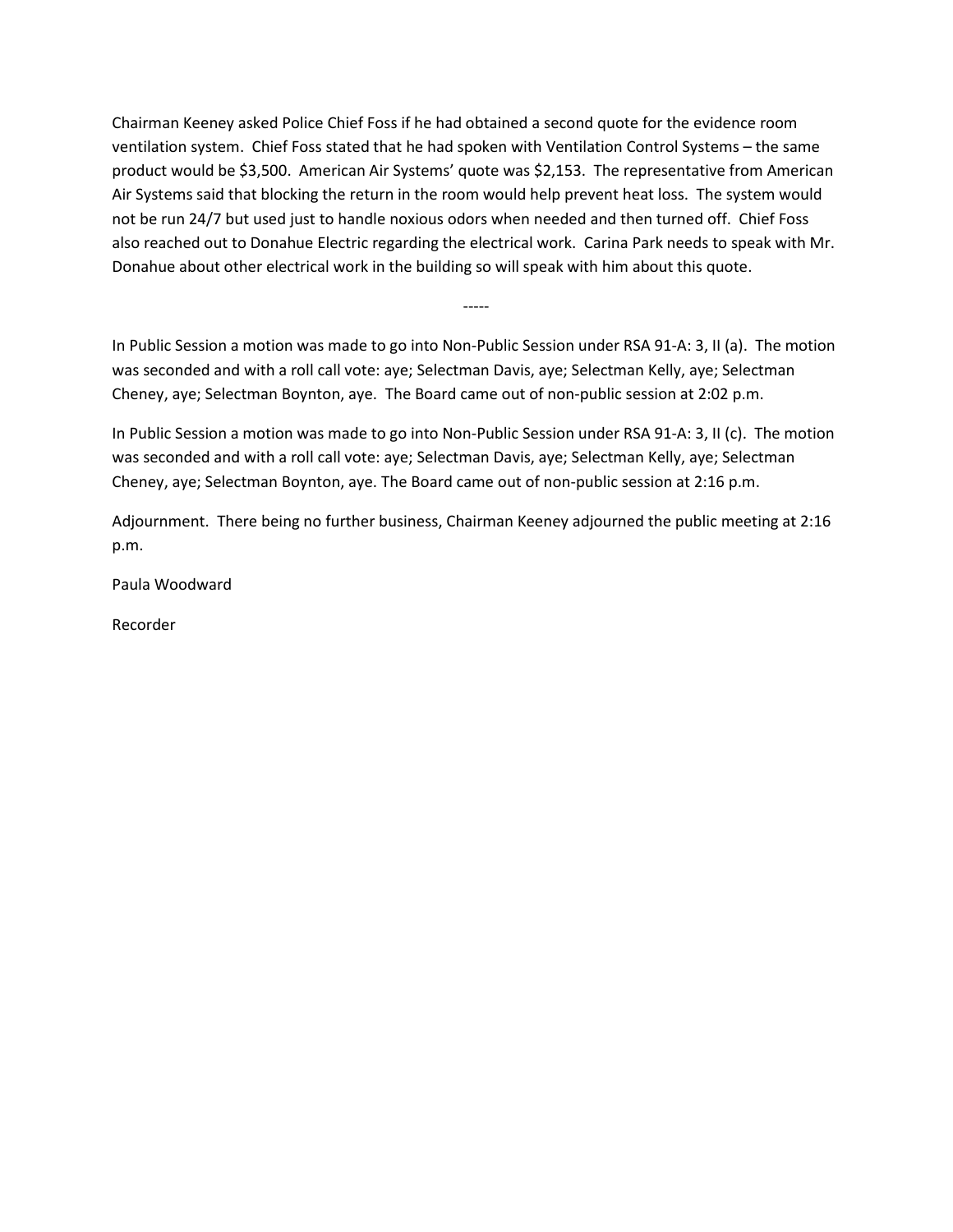Chairman Keeney asked Police Chief Foss if he had obtained a second quote for the evidence room ventilation system. Chief Foss stated that he had spoken with Ventilation Control Systems – the same product would be $3,500. American Air Systems' quote was $2,153. The representative from American Air Systems said that blocking the return in the room would help prevent heat loss. The system would not be run 24/7 but used just to handle noxious odors when needed and then turned off. Chief Foss also reached out to Donahue Electric regarding the electrical work. Carina Park needs to speak with Mr. Donahue about other electrical work in the building so will speak with him about this quote.

-----

In Public Session a motion was made to go into Non-Public Session under RSA 91-A: 3, II (a). The motion was seconded and with a roll call vote: aye; Selectman Davis, aye; Selectman Kelly, aye; Selectman Cheney, aye; Selectman Boynton, aye. The Board came out of non-public session at 2:02 p.m.

In Public Session a motion was made to go into Non-Public Session under RSA 91-A: 3, II (c). The motion was seconded and with a roll call vote: aye; Selectman Davis, aye; Selectman Kelly, aye; Selectman Cheney, aye; Selectman Boynton, aye. The Board came out of non-public session at 2:16 p.m.

Adjournment. There being no further business, Chairman Keeney adjourned the public meeting at 2:16 p.m.

Paula Woodward

Recorder